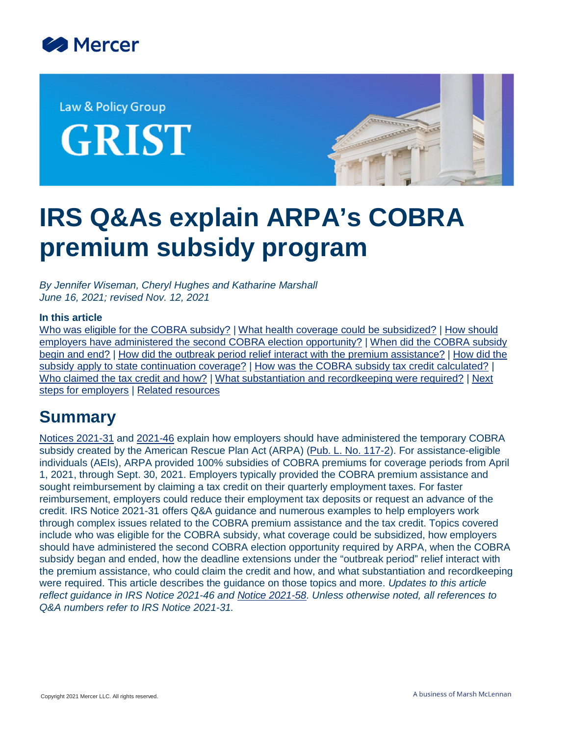Mercer

Law & Policy Group

# GRIST

# IRS Q&As explain ARPA's COBRA premium subsidy program

*By Jennifer Wiseman, Cheryl Hughes and Katharine Marshall*
*June 16, 2021; revised Nov. 12, 2021*

**In this article**

Who was eligible for the COBRA subsidy? | What health coverage could be subsidized? | How should employers have administered the second COBRA election opportunity? | When did the COBRA subsidy begin and end? | How did the outbreak period relief interact with the premium assistance? | How did the subsidy apply to state continuation coverage? | How was the COBRA subsidy tax credit calculated? | Who claimed the tax credit and how? | What substantiation and recordkeeping were required? | Next steps for employers | Related resources

## Summary

Notices 2021-31 and 2021-46 explain how employers should have administered the temporary COBRA subsidy created by the American Rescue Plan Act (ARPA) (Pub. L. No. 117-2). For assistance-eligible individuals (AEIs), ARPA provided 100% subsidies of COBRA premiums for coverage periods from April 1, 2021, through Sept. 30, 2021. Employers typically provided the COBRA premium assistance and sought reimbursement by claiming a tax credit on their quarterly employment taxes. For faster reimbursement, employers could reduce their employment tax deposits or request an advance of the credit. IRS Notice 2021-31 offers Q&A guidance and numerous examples to help employers work through complex issues related to the COBRA premium assistance and the tax credit. Topics covered include who was eligible for the COBRA subsidy, what coverage could be subsidized, how employers should have administered the second COBRA election opportunity required by ARPA, when the COBRA subsidy began and ended, how the deadline extensions under the "outbreak period" relief interact with the premium assistance, who could claim the credit and how, and what substantiation and recordkeeping were required. This article describes the guidance on those topics and more. *Updates to this article reflect guidance in IRS Notice 2021-46 and Notice 2021-58. Unless otherwise noted, all references to Q&A numbers refer to IRS Notice 2021-31.*

Copyright 2021 Mercer LLC. All rights reserved.

A business of Marsh McLennan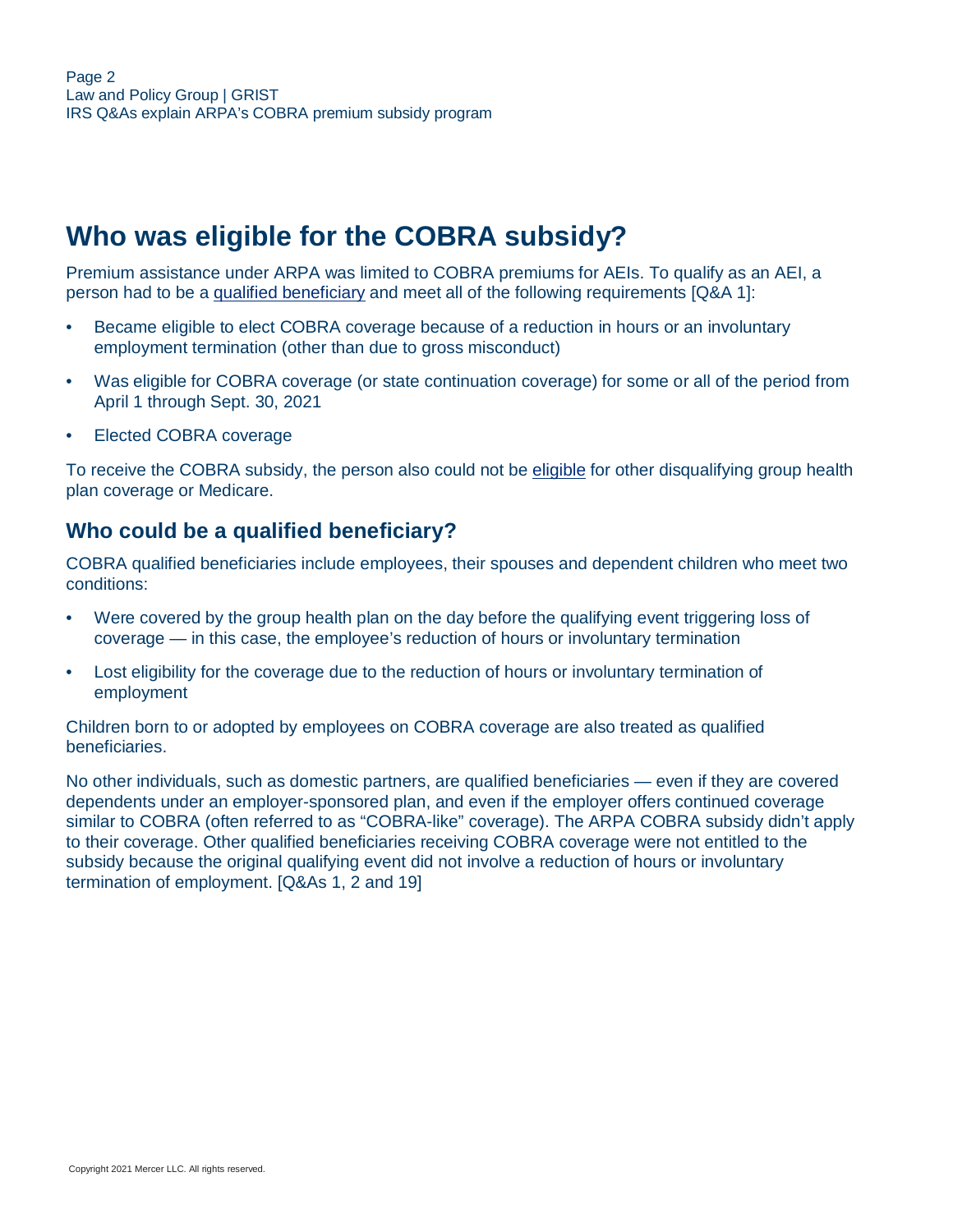## Who was eligible for the COBRA subsidy?

Premium assistance under ARPA was limited to COBRA premiums for AEIs. To qualify as an AEI, a person had to be a qualified beneficiary and meet all of the following requirements [Q&A 1]:

- Became eligible to elect COBRA coverage because of a reduction in hours or an involuntary employment termination (other than due to gross misconduct)
- Was eligible for COBRA coverage (or state continuation coverage) for some or all of the period from April 1 through Sept. 30, 2021
- Elected COBRA coverage

To receive the COBRA subsidy, the person also could not be eligible for other disqualifying group health plan coverage or Medicare.

### Who could be a qualified beneficiary?

COBRA qualified beneficiaries include employees, their spouses and dependent children who meet two conditions:

- Were covered by the group health plan on the day before the qualifying event triggering loss of coverage — in this case, the employee's reduction of hours or involuntary termination
- Lost eligibility for the coverage due to the reduction of hours or involuntary termination of employment

Children born to or adopted by employees on COBRA coverage are also treated as qualified beneficiaries.

No other individuals, such as domestic partners, are qualified beneficiaries — even if they are covered dependents under an employer-sponsored plan, and even if the employer offers continued coverage similar to COBRA (often referred to as "COBRA-like" coverage). The ARPA COBRA subsidy didn't apply to their coverage. Other qualified beneficiaries receiving COBRA coverage were not entitled to the subsidy because the original qualifying event did not involve a reduction of hours or involuntary termination of employment. [Q&As 1, 2 and 19]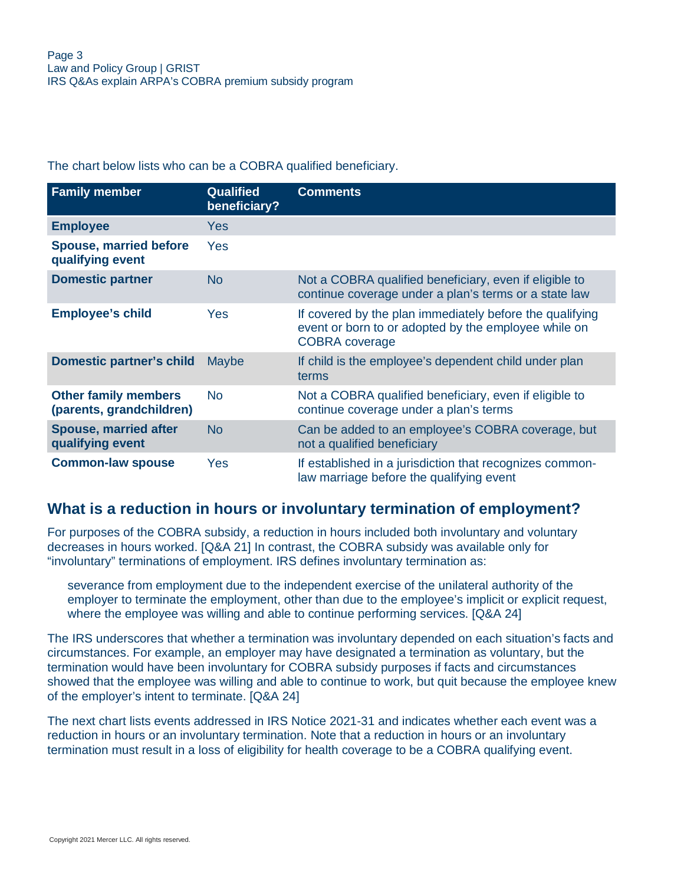The chart below lists who can be a COBRA qualified beneficiary.

| Family member | Qualified beneficiary? | Comments |
|---|---|---|
| **Employee** | Yes | |
| **Spouse, married before qualifying event** | Yes | |
| **Domestic partner** | No | Not a COBRA qualified beneficiary, even if eligible to continue coverage under a plan's terms or a state law |
| **Employee's child** | Yes | If covered by the plan immediately before the qualifying event or born to or adopted by the employee while on COBRA coverage |
| **Domestic partner's child** | Maybe | If child is the employee's dependent child under plan terms |
| **Other family members (parents, grandchildren)** | No | Not a COBRA qualified beneficiary, even if eligible to continue coverage under a plan's terms |
| **Spouse, married after qualifying event** | No | Can be added to an employee's COBRA coverage, but not a qualified beneficiary |
| **Common-law spouse** | Yes | If established in a jurisdiction that recognizes common-law marriage before the qualifying event |

## What is a reduction in hours or involuntary termination of employment?

For purposes of the COBRA subsidy, a reduction in hours included both involuntary and voluntary decreases in hours worked. [Q&A 21] In contrast, the COBRA subsidy was available only for "involuntary" terminations of employment. IRS defines involuntary termination as:

> severance from employment due to the independent exercise of the unilateral authority of the employer to terminate the employment, other than due to the employee's implicit or explicit request, where the employee was willing and able to continue performing services. [Q&A 24]

The IRS underscores that whether a termination was involuntary depended on each situation's facts and circumstances. For example, an employer may have designated a termination as voluntary, but the termination would have been involuntary for COBRA subsidy purposes if facts and circumstances showed that the employee was willing and able to continue to work, but quit because the employee knew of the employer's intent to terminate. [Q&A 24]

The next chart lists events addressed in IRS Notice 2021-31 and indicates whether each event was a reduction in hours or an involuntary termination. Note that a reduction in hours or an involuntary termination must result in a loss of eligibility for health coverage to be a COBRA qualifying event.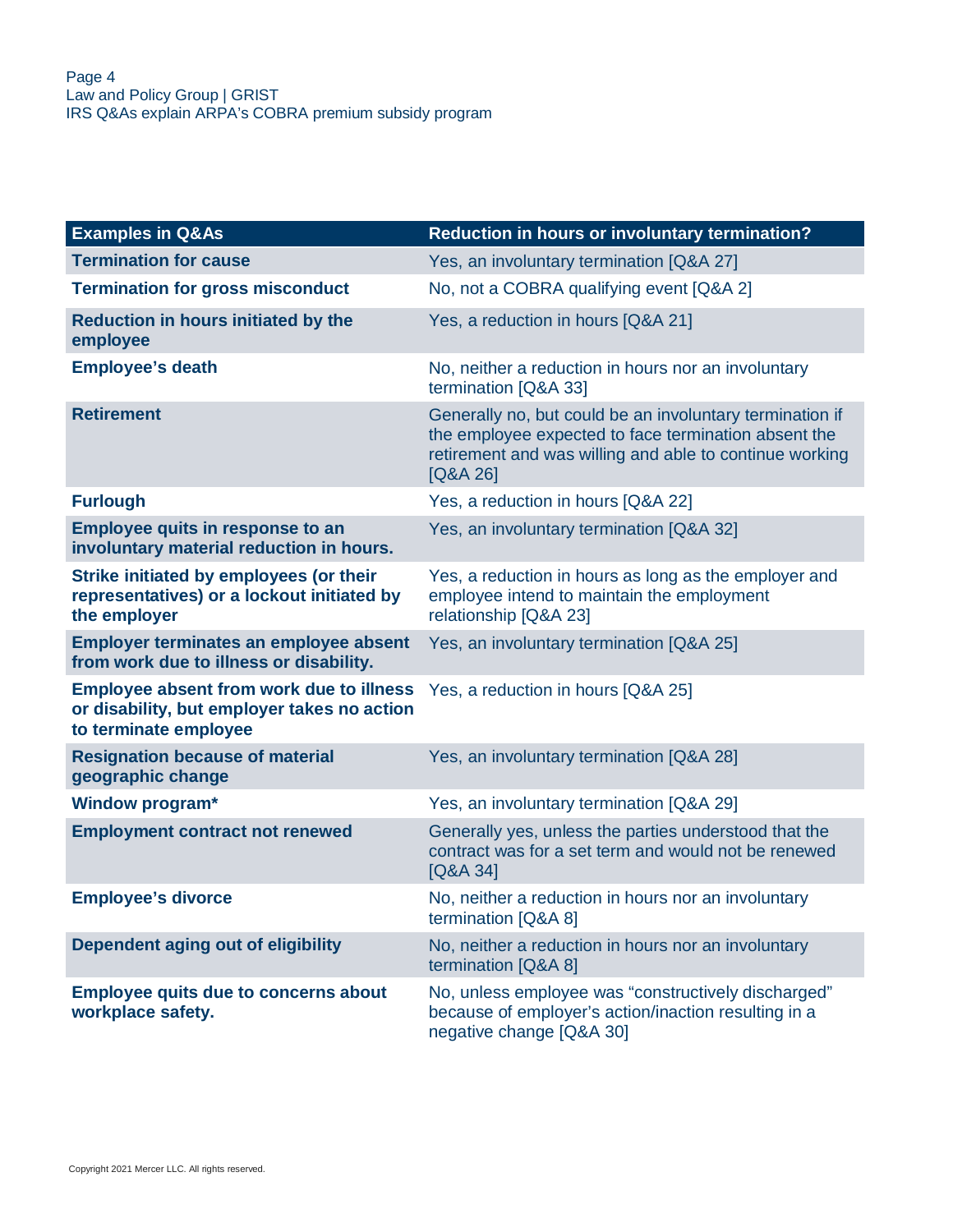| Examples in Q&As | Reduction in hours or involuntary termination? |
| --- | --- |
| **Termination for cause** | Yes, an involuntary termination [Q&A 27] |
| **Termination for gross misconduct** | No, not a COBRA qualifying event [Q&A 2] |
| **Reduction in hours initiated by the employee** | Yes, a reduction in hours [Q&A 21] |
| **Employee's death** | No, neither a reduction in hours nor an involuntary termination [Q&A 33] |
| **Retirement** | Generally no, but could be an involuntary termination if the employee expected to face termination absent the retirement and was willing and able to continue working [Q&A 26] |
| **Furlough** | Yes, a reduction in hours [Q&A 22] |
| **Employee quits in response to an involuntary material reduction in hours.** | Yes, an involuntary termination [Q&A 32] |
| **Strike initiated by employees (or their representatives) or a lockout initiated by the employer** | Yes, a reduction in hours as long as the employer and employee intend to maintain the employment relationship [Q&A 23] |
| **Employer terminates an employee absent from work due to illness or disability.** | Yes, an involuntary termination [Q&A 25] |
| **Employee absent from work due to illness or disability, but employer takes no action to terminate employee** | Yes, a reduction in hours [Q&A 25] |
| **Resignation because of material geographic change** | Yes, an involuntary termination [Q&A 28] |
| **Window program*** | Yes, an involuntary termination [Q&A 29] |
| **Employment contract not renewed** | Generally yes, unless the parties understood that the contract was for a set term and would not be renewed [Q&A 34] |
| **Employee's divorce** | No, neither a reduction in hours nor an involuntary termination [Q&A 8] |
| **Dependent aging out of eligibility** | No, neither a reduction in hours nor an involuntary termination [Q&A 8] |
| **Employee quits due to concerns about workplace safety.** | No, unless employee was "constructively discharged" because of employer's action/inaction resulting in a negative change [Q&A 30] |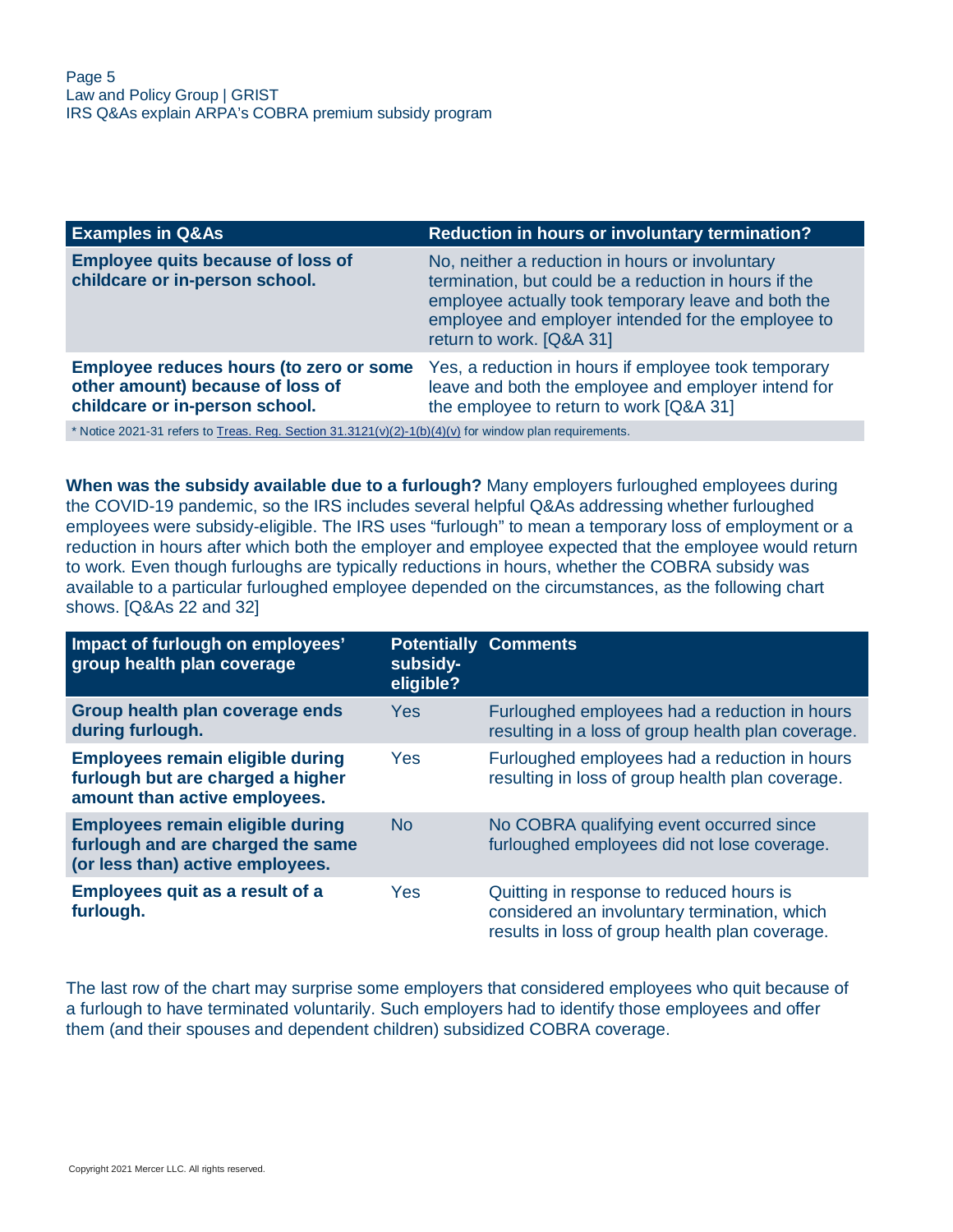| Examples in Q&As | Reduction in hours or involuntary termination? |
|---|---|
| **Employee quits because of loss of childcare or in-person school.** | No, neither a reduction in hours or involuntary termination, but could be a reduction in hours if the employee actually took temporary leave and both the employee and employer intended for the employee to return to work. [Q&A 31] |
| **Employee reduces hours (to zero or some other amount) because of loss of childcare or in-person school.** | Yes, a reduction in hours if employee took temporary leave and both the employee and employer intend for the employee to return to work [Q&A 31] |

* Notice 2021-31 refers to Treas. Reg. Section 31.3121(v)(2)-1(b)(4)(v) for window plan requirements.

**When was the subsidy available due to a furlough?** Many employers furloughed employees during the COVID-19 pandemic, so the IRS includes several helpful Q&As addressing whether furloughed employees were subsidy-eligible. The IRS uses "furlough" to mean a temporary loss of employment or a reduction in hours after which both the employer and employee expected that the employee would return to work. Even though furloughs are typically reductions in hours, whether the COBRA subsidy was available to a particular furloughed employee depended on the circumstances, as the following chart shows. [Q&As 22 and 32]

| Impact of furlough on employees' group health plan coverage | Potentially subsidy-eligible? | Comments |
|---|---|---|
| **Group health plan coverage ends during furlough.** | Yes | Furloughed employees had a reduction in hours resulting in a loss of group health plan coverage. |
| **Employees remain eligible during furlough but are charged a higher amount than active employees.** | Yes | Furloughed employees had a reduction in hours resulting in loss of group health plan coverage. |
| **Employees remain eligible during furlough and are charged the same (or less than) active employees.** | No | No COBRA qualifying event occurred since furloughed employees did not lose coverage. |
| **Employees quit as a result of a furlough.** | Yes | Quitting in response to reduced hours is considered an involuntary termination, which results in loss of group health plan coverage. |

The last row of the chart may surprise some employers that considered employees who quit because of a furlough to have terminated voluntarily. Such employers had to identify those employees and offer them (and their spouses and dependent children) subsidized COBRA coverage.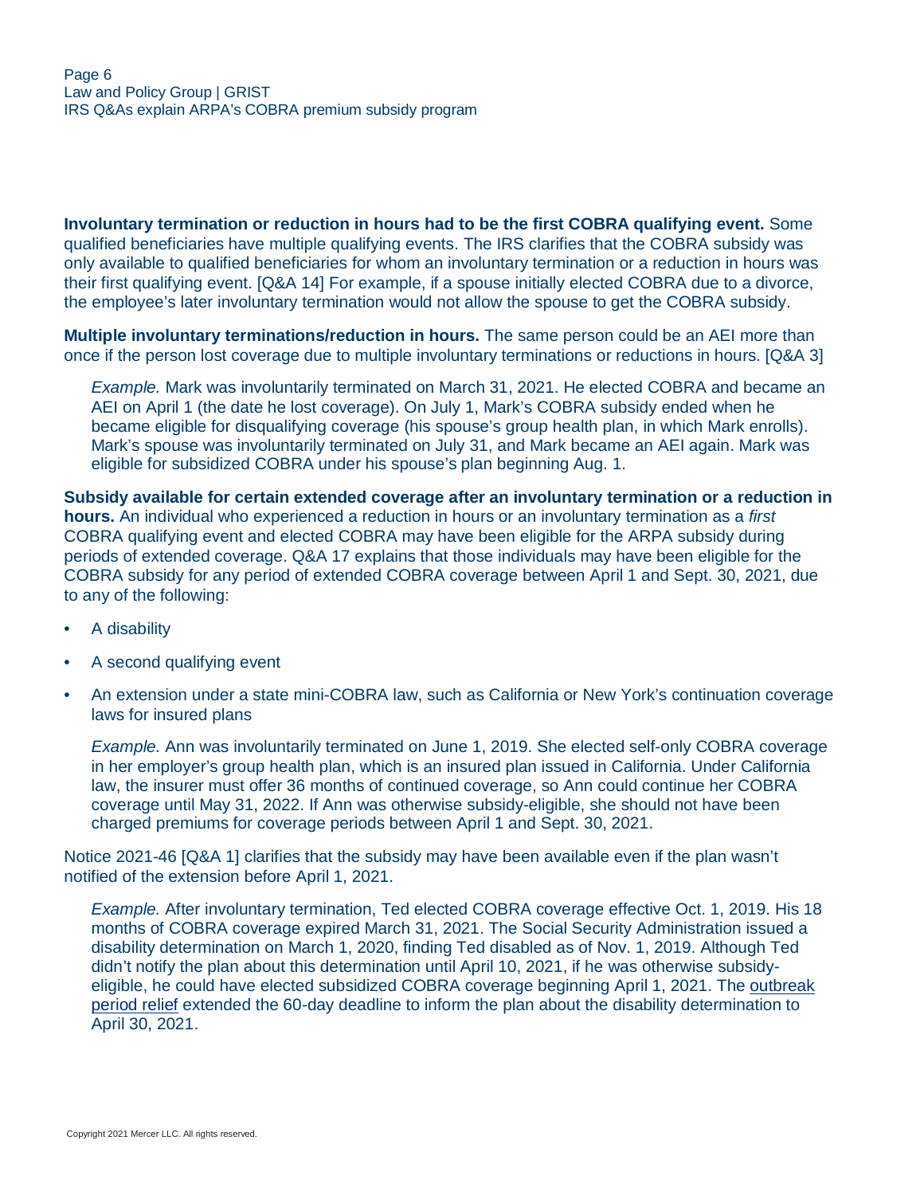**Involuntary termination or reduction in hours had to be the first COBRA qualifying event.** Some qualified beneficiaries have multiple qualifying events. The IRS clarifies that the COBRA subsidy was only available to qualified beneficiaries for whom an involuntary termination or a reduction in hours was their first qualifying event. [Q&A 14] For example, if a spouse initially elected COBRA due to a divorce, the employee's later involuntary termination would not allow the spouse to get the COBRA subsidy.

**Multiple involuntary terminations/reduction in hours.** The same person could be an AEI more than once if the person lost coverage due to multiple involuntary terminations or reductions in hours. [Q&A 3]

> *Example.* Mark was involuntarily terminated on March 31, 2021. He elected COBRA and became an AEI on April 1 (the date he lost coverage). On July 1, Mark's COBRA subsidy ended when he became eligible for disqualifying coverage (his spouse's group health plan, in which Mark enrolls). Mark's spouse was involuntarily terminated on July 31, and Mark became an AEI again. Mark was eligible for subsidized COBRA under his spouse's plan beginning Aug. 1.

**Subsidy available for certain extended coverage after an involuntary termination or a reduction in hours.** An individual who experienced a reduction in hours or an involuntary termination as a *first* COBRA qualifying event and elected COBRA may have been eligible for the ARPA subsidy during periods of extended coverage. Q&A 17 explains that those individuals may have been eligible for the COBRA subsidy for any period of extended COBRA coverage between April 1 and Sept. 30, 2021, due to any of the following:

- A disability
- A second qualifying event
- An extension under a state mini-COBRA law, such as California or New York's continuation coverage laws for insured plans

> *Example.* Ann was involuntarily terminated on June 1, 2019. She elected self-only COBRA coverage in her employer's group health plan, which is an insured plan issued in California. Under California law, the insurer must offer 36 months of continued coverage, so Ann could continue her COBRA coverage until May 31, 2022. If Ann was otherwise subsidy-eligible, she should not have been charged premiums for coverage periods between April 1 and Sept. 30, 2021.

Notice 2021-46 [Q&A 1] clarifies that the subsidy may have been available even if the plan wasn't notified of the extension before April 1, 2021.

> *Example.* After involuntary termination, Ted elected COBRA coverage effective Oct. 1, 2019. His 18 months of COBRA coverage expired March 31, 2021. The Social Security Administration issued a disability determination on March 1, 2020, finding Ted disabled as of Nov. 1, 2019. Although Ted didn't notify the plan about this determination until April 10, 2021, if he was otherwise subsidy-eligible, he could have elected subsidized COBRA coverage beginning April 1, 2021. The outbreak period relief extended the 60-day deadline to inform the plan about the disability determination to April 30, 2021.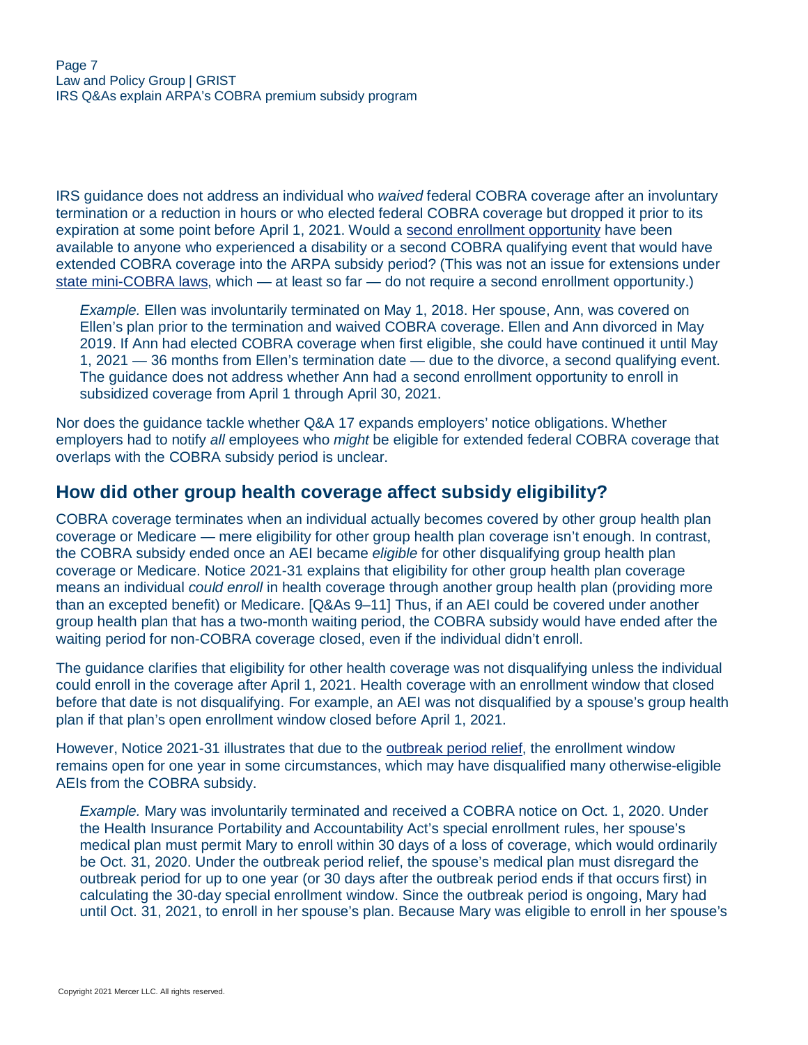IRS guidance does not address an individual who *waived* federal COBRA coverage after an involuntary termination or a reduction in hours or who elected federal COBRA coverage but dropped it prior to its expiration at some point before April 1, 2021. Would a second enrollment opportunity have been available to anyone who experienced a disability or a second COBRA qualifying event that would have extended COBRA coverage into the ARPA subsidy period? (This was not an issue for extensions under state mini-COBRA laws, which — at least so far — do not require a second enrollment opportunity.)

> *Example.* Ellen was involuntarily terminated on May 1, 2018. Her spouse, Ann, was covered on Ellen's plan prior to the termination and waived COBRA coverage. Ellen and Ann divorced in May 2019. If Ann had elected COBRA coverage when first eligible, she could have continued it until May 1, 2021 — 36 months from Ellen's termination date — due to the divorce, a second qualifying event. The guidance does not address whether Ann had a second enrollment opportunity to enroll in subsidized coverage from April 1 through April 30, 2021.

Nor does the guidance tackle whether Q&A 17 expands employers' notice obligations. Whether employers had to notify *all* employees who *might* be eligible for extended federal COBRA coverage that overlaps with the COBRA subsidy period is unclear.

## How did other group health coverage affect subsidy eligibility?

COBRA coverage terminates when an individual actually becomes covered by other group health plan coverage or Medicare — mere eligibility for other group health plan coverage isn't enough. In contrast, the COBRA subsidy ended once an AEI became *eligible* for other disqualifying group health plan coverage or Medicare. Notice 2021-31 explains that eligibility for other group health plan coverage means an individual *could enroll* in health coverage through another group health plan (providing more than an excepted benefit) or Medicare. [Q&As 9–11] Thus, if an AEI could be covered under another group health plan that has a two-month waiting period, the COBRA subsidy would have ended after the waiting period for non-COBRA coverage closed, even if the individual didn't enroll.

The guidance clarifies that eligibility for other health coverage was not disqualifying unless the individual could enroll in the coverage after April 1, 2021. Health coverage with an enrollment window that closed before that date is not disqualifying. For example, an AEI was not disqualified by a spouse's group health plan if that plan's open enrollment window closed before April 1, 2021.

However, Notice 2021-31 illustrates that due to the outbreak period relief, the enrollment window remains open for one year in some circumstances, which may have disqualified many otherwise-eligible AEIs from the COBRA subsidy.

> *Example.* Mary was involuntarily terminated and received a COBRA notice on Oct. 1, 2020. Under the Health Insurance Portability and Accountability Act's special enrollment rules, her spouse's medical plan must permit Mary to enroll within 30 days of a loss of coverage, which would ordinarily be Oct. 31, 2020. Under the outbreak period relief, the spouse's medical plan must disregard the outbreak period for up to one year (or 30 days after the outbreak period ends if that occurs first) in calculating the 30-day special enrollment window. Since the outbreak period is ongoing, Mary had until Oct. 31, 2021, to enroll in her spouse's plan. Because Mary was eligible to enroll in her spouse's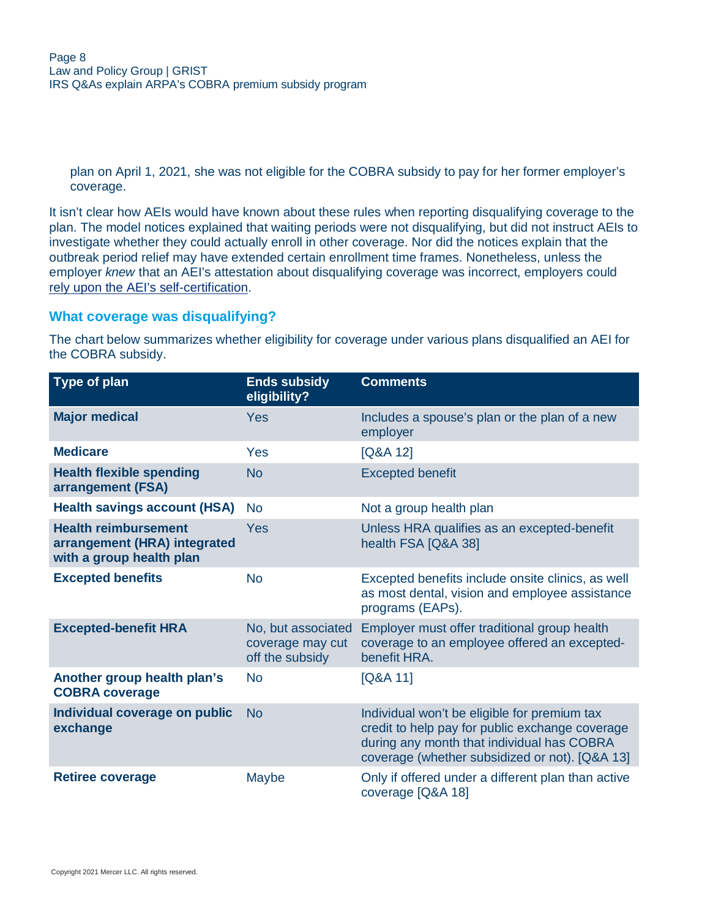plan on April 1, 2021, she was not eligible for the COBRA subsidy to pay for her former employer's coverage.

It isn't clear how AEIs would have known about these rules when reporting disqualifying coverage to the plan. The model notices explained that waiting periods were not disqualifying, but did not instruct AEIs to investigate whether they could actually enroll in other coverage. Nor did the notices explain that the outbreak period relief may have extended certain enrollment time frames. Nonetheless, unless the employer *knew* that an AEI's attestation about disqualifying coverage was incorrect, employers could rely upon the AEI's self-certification.

### What coverage was disqualifying?

The chart below summarizes whether eligibility for coverage under various plans disqualified an AEI for the COBRA subsidy.

| Type of plan | Ends subsidy eligibility? | Comments |
|---|---|---|
| **Major medical** | Yes | Includes a spouse's plan or the plan of a new employer |
| **Medicare** | Yes | [Q&A 12] |
| **Health flexible spending arrangement (FSA)** | No | Excepted benefit |
| **Health savings account (HSA)** | No | Not a group health plan |
| **Health reimbursement arrangement (HRA) integrated with a group health plan** | Yes | Unless HRA qualifies as an excepted-benefit health FSA [Q&A 38] |
| **Excepted benefits** | No | Excepted benefits include onsite clinics, as well as most dental, vision and employee assistance programs (EAPs). |
| **Excepted-benefit HRA** | No, but associated coverage may cut off the subsidy | Employer must offer traditional group health coverage to an employee offered an excepted-benefit HRA. |
| **Another group health plan's COBRA coverage** | No | [Q&A 11] |
| **Individual coverage on public exchange** | No | Individual won't be eligible for premium tax credit to help pay for public exchange coverage during any month that individual has COBRA coverage (whether subsidized or not). [Q&A 13] |
| **Retiree coverage** | Maybe | Only if offered under a different plan than active coverage [Q&A 18] |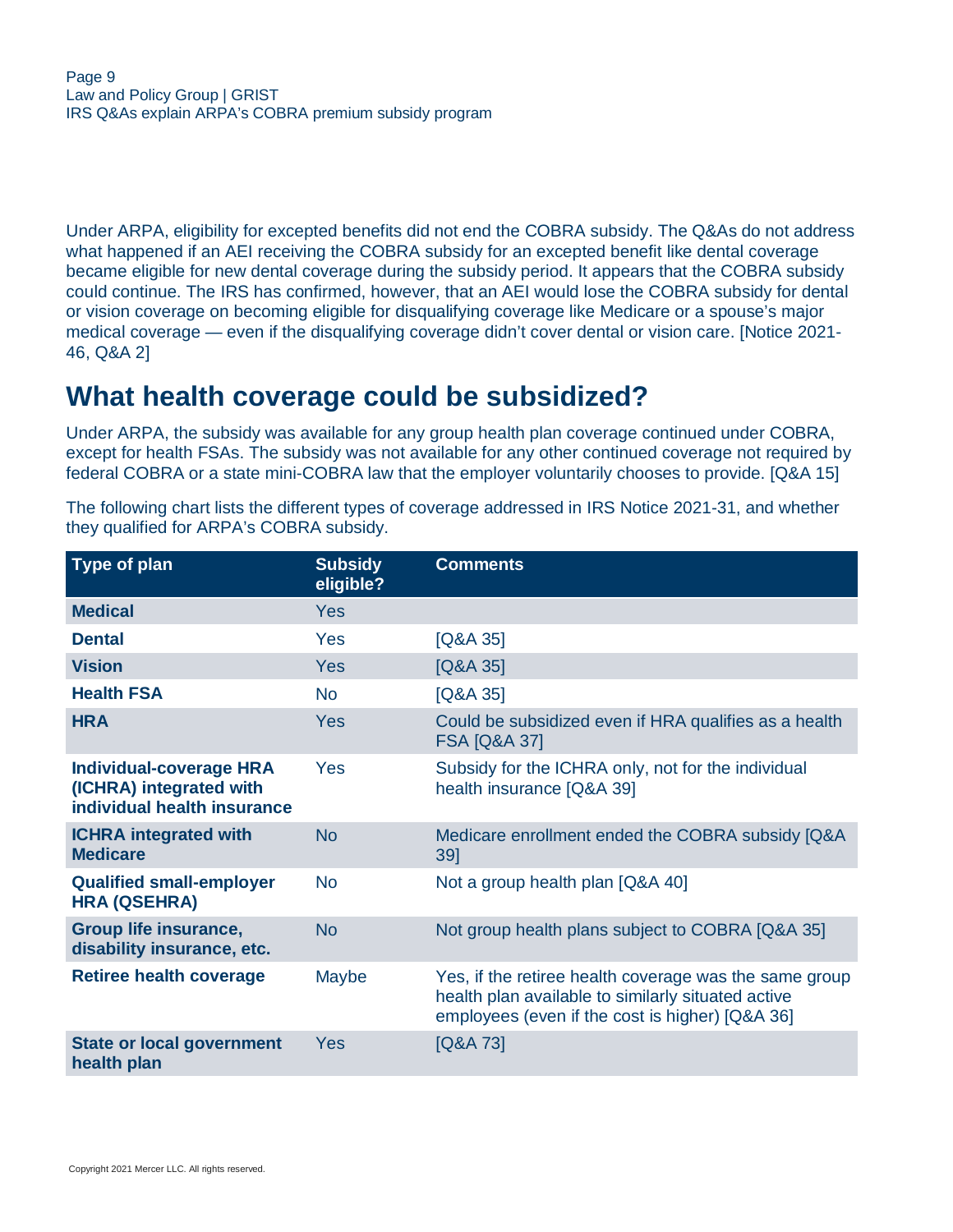Under ARPA, eligibility for excepted benefits did not end the COBRA subsidy. The Q&As do not address what happened if an AEI receiving the COBRA subsidy for an excepted benefit like dental coverage became eligible for new dental coverage during the subsidy period. It appears that the COBRA subsidy could continue. The IRS has confirmed, however, that an AEI would lose the COBRA subsidy for dental or vision coverage on becoming eligible for disqualifying coverage like Medicare or a spouse's major medical coverage — even if the disqualifying coverage didn't cover dental or vision care. [Notice 2021-46, Q&A 2]

## What health coverage could be subsidized?

Under ARPA, the subsidy was available for any group health plan coverage continued under COBRA, except for health FSAs. The subsidy was not available for any other continued coverage not required by federal COBRA or a state mini-COBRA law that the employer voluntarily chooses to provide. [Q&A 15]

The following chart lists the different types of coverage addressed in IRS Notice 2021-31, and whether they qualified for ARPA's COBRA subsidy.

| Type of plan | Subsidy eligible? | Comments |
|---|---|---|
| **Medical** | Yes | |
| **Dental** | Yes | [Q&A 35] |
| **Vision** | Yes | [Q&A 35] |
| **Health FSA** | No | [Q&A 35] |
| **HRA** | Yes | Could be subsidized even if HRA qualifies as a health FSA [Q&A 37] |
| **Individual-coverage HRA (ICHRA) integrated with individual health insurance** | Yes | Subsidy for the ICHRA only, not for the individual health insurance [Q&A 39] |
| **ICHRA integrated with Medicare** | No | Medicare enrollment ended the COBRA subsidy [Q&A 39] |
| **Qualified small-employer HRA (QSEHRA)** | No | Not a group health plan [Q&A 40] |
| **Group life insurance, disability insurance, etc.** | No | Not group health plans subject to COBRA [Q&A 35] |
| **Retiree health coverage** | Maybe | Yes, if the retiree health coverage was the same group health plan available to similarly situated active employees (even if the cost is higher) [Q&A 36] |
| **State or local government health plan** | Yes | [Q&A 73] |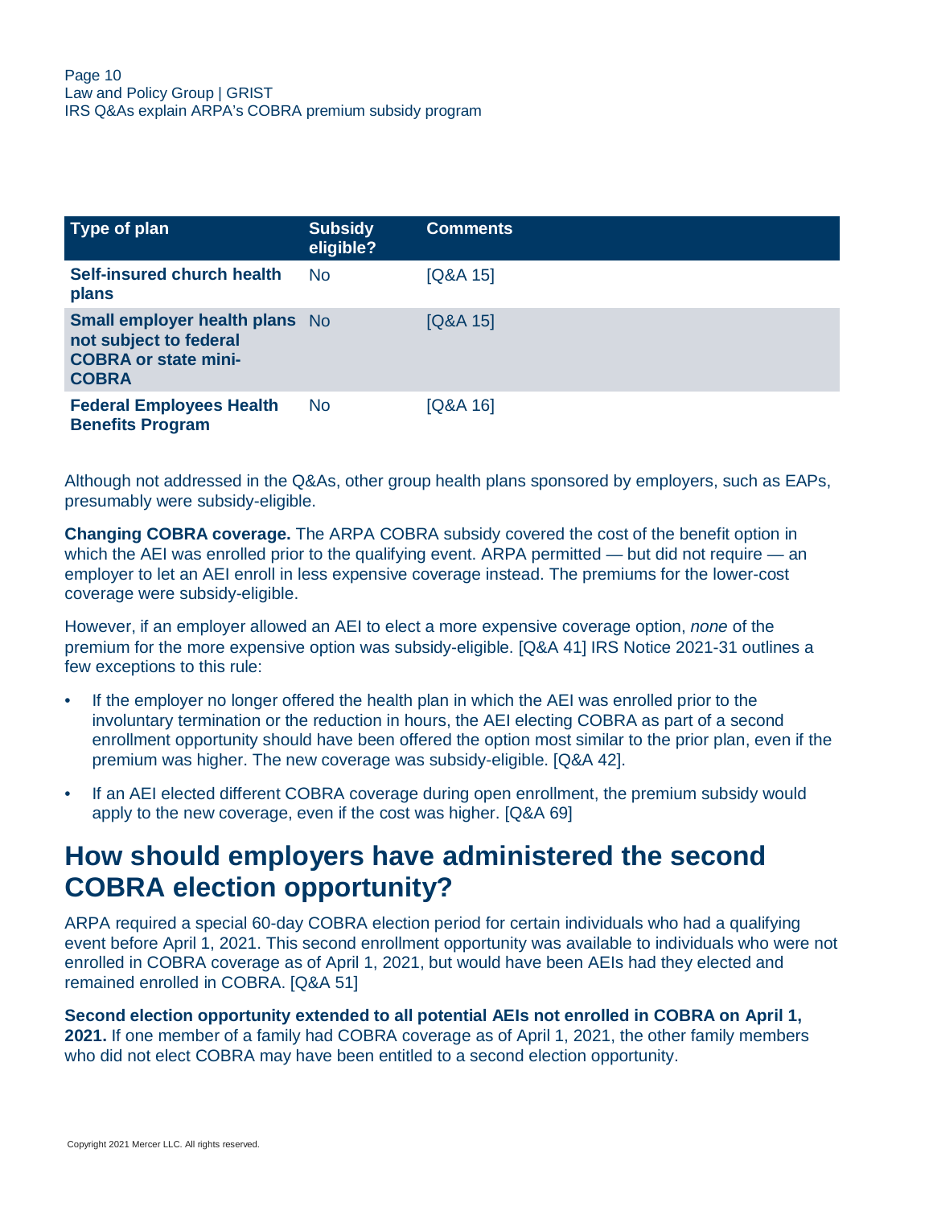| Type of plan | Subsidy eligible? | Comments |
|---|---|---|
| **Self-insured church health plans** | No | [Q&A 15] |
| **Small employer health plans not subject to federal COBRA or state mini-COBRA** | No | [Q&A 15] |
| **Federal Employees Health Benefits Program** | No | [Q&A 16] |

Although not addressed in the Q&As, other group health plans sponsored by employers, such as EAPs, presumably were subsidy-eligible.

**Changing COBRA coverage.** The ARPA COBRA subsidy covered the cost of the benefit option in which the AEI was enrolled prior to the qualifying event. ARPA permitted — but did not require — an employer to let an AEI enroll in less expensive coverage instead. The premiums for the lower-cost coverage were subsidy-eligible.

However, if an employer allowed an AEI to elect a more expensive coverage option, *none* of the premium for the more expensive option was subsidy-eligible. [Q&A 41] IRS Notice 2021-31 outlines a few exceptions to this rule:

- If the employer no longer offered the health plan in which the AEI was enrolled prior to the involuntary termination or the reduction in hours, the AEI electing COBRA as part of a second enrollment opportunity should have been offered the option most similar to the prior plan, even if the premium was higher. The new coverage was subsidy-eligible. [Q&A 42].
- If an AEI elected different COBRA coverage during open enrollment, the premium subsidy would apply to the new coverage, even if the cost was higher. [Q&A 69]

## How should employers have administered the second COBRA election opportunity?

ARPA required a special 60-day COBRA election period for certain individuals who had a qualifying event before April 1, 2021. This second enrollment opportunity was available to individuals who were not enrolled in COBRA coverage as of April 1, 2021, but would have been AEIs had they elected and remained enrolled in COBRA. [Q&A 51]

**Second election opportunity extended to all potential AEIs not enrolled in COBRA on April 1, 2021.** If one member of a family had COBRA coverage as of April 1, 2021, the other family members who did not elect COBRA may have been entitled to a second election opportunity.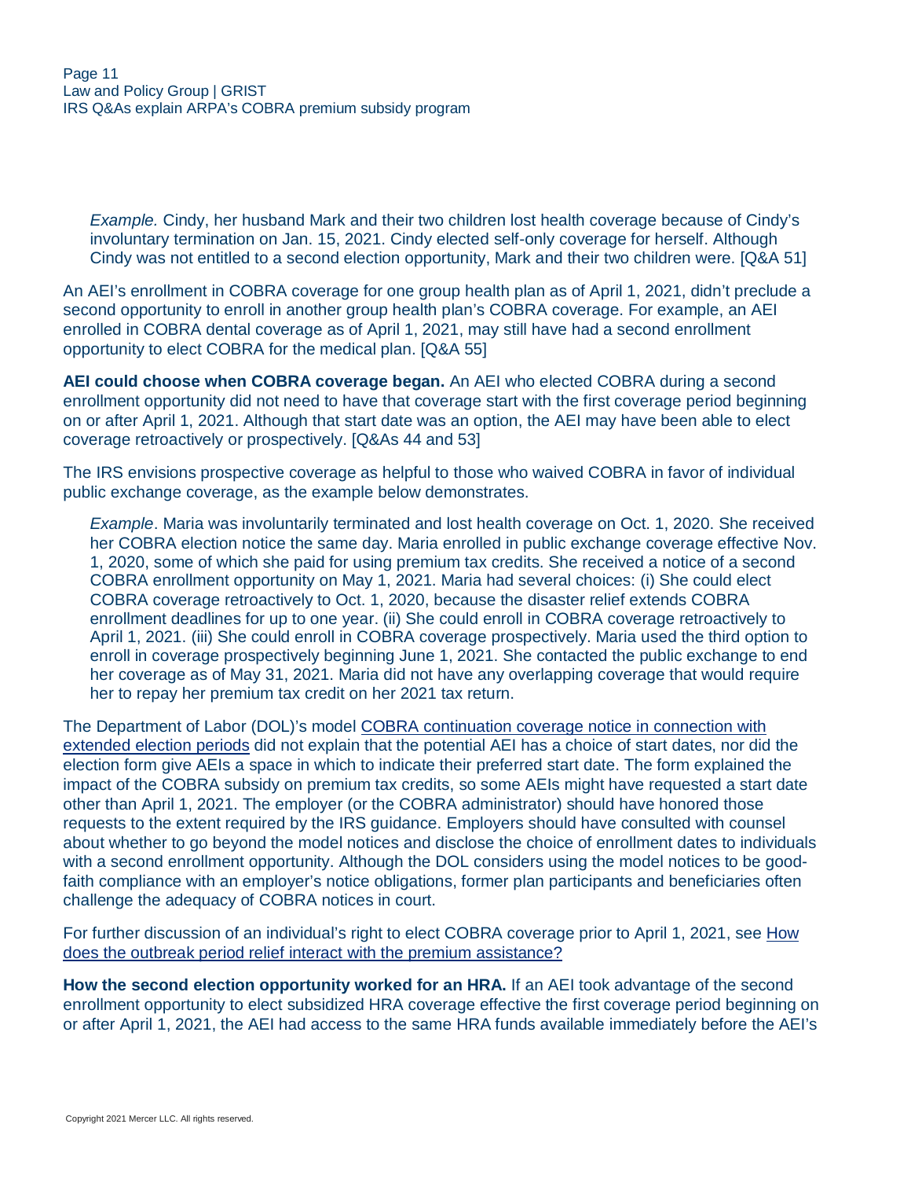*Example.* Cindy, her husband Mark and their two children lost health coverage because of Cindy's involuntary termination on Jan. 15, 2021. Cindy elected self-only coverage for herself. Although Cindy was not entitled to a second election opportunity, Mark and their two children were. [Q&A 51]

An AEI's enrollment in COBRA coverage for one group health plan as of April 1, 2021, didn't preclude a second opportunity to enroll in another group health plan's COBRA coverage. For example, an AEI enrolled in COBRA dental coverage as of April 1, 2021, may still have had a second enrollment opportunity to elect COBRA for the medical plan. [Q&A 55]

**AEI could choose when COBRA coverage began.** An AEI who elected COBRA during a second enrollment opportunity did not need to have that coverage start with the first coverage period beginning on or after April 1, 2021. Although that start date was an option, the AEI may have been able to elect coverage retroactively or prospectively. [Q&As 44 and 53]

The IRS envisions prospective coverage as helpful to those who waived COBRA in favor of individual public exchange coverage, as the example below demonstrates.

*Example*. Maria was involuntarily terminated and lost health coverage on Oct. 1, 2020. She received her COBRA election notice the same day. Maria enrolled in public exchange coverage effective Nov. 1, 2020, some of which she paid for using premium tax credits. She received a notice of a second COBRA enrollment opportunity on May 1, 2021. Maria had several choices: (i) She could elect COBRA coverage retroactively to Oct. 1, 2020, because the disaster relief extends COBRA enrollment deadlines for up to one year. (ii) She could enroll in COBRA coverage retroactively to April 1, 2021. (iii) She could enroll in COBRA coverage prospectively. Maria used the third option to enroll in coverage prospectively beginning June 1, 2021. She contacted the public exchange to end her coverage as of May 31, 2021. Maria did not have any overlapping coverage that would require her to repay her premium tax credit on her 2021 tax return.

The Department of Labor (DOL)'s model COBRA continuation coverage notice in connection with extended election periods did not explain that the potential AEI has a choice of start dates, nor did the election form give AEIs a space in which to indicate their preferred start date. The form explained the impact of the COBRA subsidy on premium tax credits, so some AEIs might have requested a start date other than April 1, 2021. The employer (or the COBRA administrator) should have honored those requests to the extent required by the IRS guidance. Employers should have consulted with counsel about whether to go beyond the model notices and disclose the choice of enrollment dates to individuals with a second enrollment opportunity. Although the DOL considers using the model notices to be good-faith compliance with an employer's notice obligations, former plan participants and beneficiaries often challenge the adequacy of COBRA notices in court.

For further discussion of an individual's right to elect COBRA coverage prior to April 1, 2021, see How does the outbreak period relief interact with the premium assistance?

**How the second election opportunity worked for an HRA.** If an AEI took advantage of the second enrollment opportunity to elect subsidized HRA coverage effective the first coverage period beginning on or after April 1, 2021, the AEI had access to the same HRA funds available immediately before the AEI's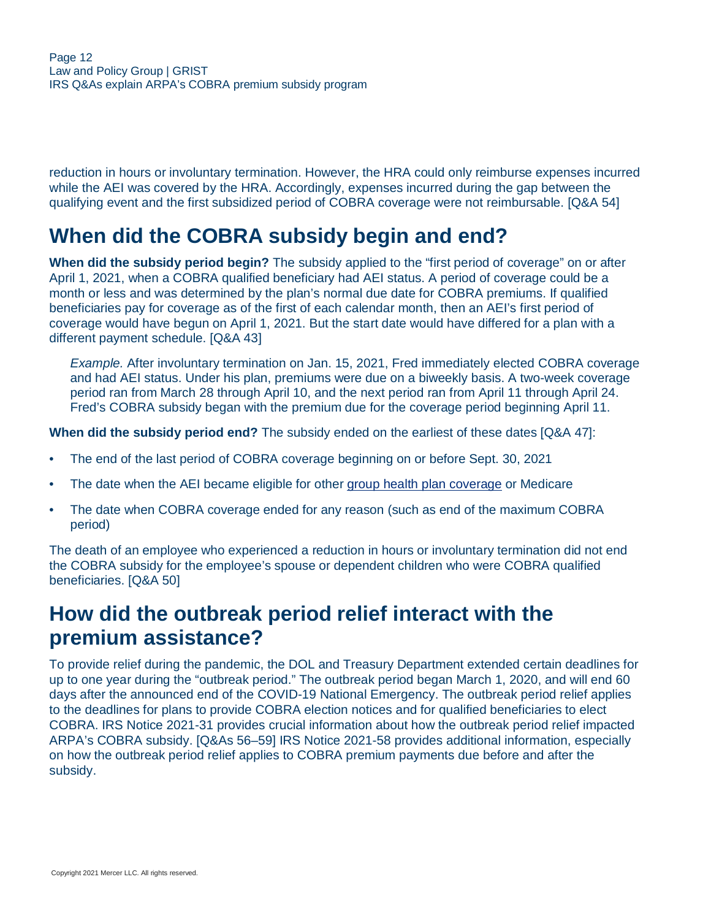reduction in hours or involuntary termination. However, the HRA could only reimburse expenses incurred while the AEI was covered by the HRA. Accordingly, expenses incurred during the gap between the qualifying event and the first subsidized period of COBRA coverage were not reimbursable. [Q&A 54]

## When did the COBRA subsidy begin and end?

**When did the subsidy period begin?** The subsidy applied to the "first period of coverage" on or after April 1, 2021, when a COBRA qualified beneficiary had AEI status. A period of coverage could be a month or less and was determined by the plan's normal due date for COBRA premiums. If qualified beneficiaries pay for coverage as of the first of each calendar month, then an AEI's first period of coverage would have begun on April 1, 2021. But the start date would have differed for a plan with a different payment schedule. [Q&A 43]

> *Example.* After involuntary termination on Jan. 15, 2021, Fred immediately elected COBRA coverage and had AEI status. Under his plan, premiums were due on a biweekly basis. A two-week coverage period ran from March 28 through April 10, and the next period ran from April 11 through April 24. Fred's COBRA subsidy began with the premium due for the coverage period beginning April 11.

**When did the subsidy period end?** The subsidy ended on the earliest of these dates [Q&A 47]:

- The end of the last period of COBRA coverage beginning on or before Sept. 30, 2021
- The date when the AEI became eligible for other group health plan coverage or Medicare
- The date when COBRA coverage ended for any reason (such as end of the maximum COBRA period)

The death of an employee who experienced a reduction in hours or involuntary termination did not end the COBRA subsidy for the employee's spouse or dependent children who were COBRA qualified beneficiaries. [Q&A 50]

## How did the outbreak period relief interact with the premium assistance?

To provide relief during the pandemic, the DOL and Treasury Department extended certain deadlines for up to one year during the "outbreak period." The outbreak period began March 1, 2020, and will end 60 days after the announced end of the COVID-19 National Emergency. The outbreak period relief applies to the deadlines for plans to provide COBRA election notices and for qualified beneficiaries to elect COBRA. IRS Notice 2021-31 provides crucial information about how the outbreak period relief impacted ARPA's COBRA subsidy. [Q&As 56–59] IRS Notice 2021-58 provides additional information, especially on how the outbreak period relief applies to COBRA premium payments due before and after the subsidy.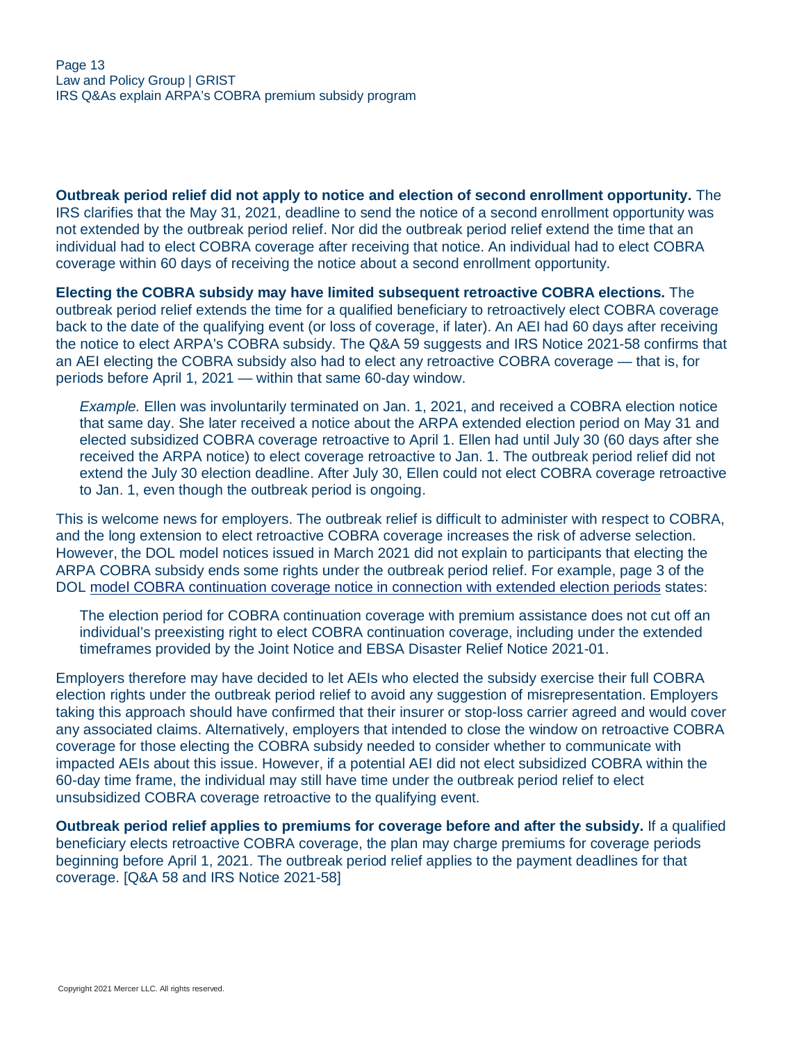**Outbreak period relief did not apply to notice and election of second enrollment opportunity.** The IRS clarifies that the May 31, 2021, deadline to send the notice of a second enrollment opportunity was not extended by the outbreak period relief. Nor did the outbreak period relief extend the time that an individual had to elect COBRA coverage after receiving that notice. An individual had to elect COBRA coverage within 60 days of receiving the notice about a second enrollment opportunity.

**Electing the COBRA subsidy may have limited subsequent retroactive COBRA elections.** The outbreak period relief extends the time for a qualified beneficiary to retroactively elect COBRA coverage back to the date of the qualifying event (or loss of coverage, if later). An AEI had 60 days after receiving the notice to elect ARPA's COBRA subsidy. The Q&A 59 suggests and IRS Notice 2021-58 confirms that an AEI electing the COBRA subsidy also had to elect any retroactive COBRA coverage — that is, for periods before April 1, 2021 — within that same 60-day window.

> *Example.* Ellen was involuntarily terminated on Jan. 1, 2021, and received a COBRA election notice that same day. She later received a notice about the ARPA extended election period on May 31 and elected subsidized COBRA coverage retroactive to April 1. Ellen had until July 30 (60 days after she received the ARPA notice) to elect coverage retroactive to Jan. 1. The outbreak period relief did not extend the July 30 election deadline. After July 30, Ellen could not elect COBRA coverage retroactive to Jan. 1, even though the outbreak period is ongoing.

This is welcome news for employers. The outbreak relief is difficult to administer with respect to COBRA, and the long extension to elect retroactive COBRA coverage increases the risk of adverse selection. However, the DOL model notices issued in March 2021 did not explain to participants that electing the ARPA COBRA subsidy ends some rights under the outbreak period relief. For example, page 3 of the DOL model COBRA continuation coverage notice in connection with extended election periods states:

> The election period for COBRA continuation coverage with premium assistance does not cut off an individual's preexisting right to elect COBRA continuation coverage, including under the extended timeframes provided by the Joint Notice and EBSA Disaster Relief Notice 2021-01.

Employers therefore may have decided to let AEIs who elected the subsidy exercise their full COBRA election rights under the outbreak period relief to avoid any suggestion of misrepresentation. Employers taking this approach should have confirmed that their insurer or stop-loss carrier agreed and would cover any associated claims. Alternatively, employers that intended to close the window on retroactive COBRA coverage for those electing the COBRA subsidy needed to consider whether to communicate with impacted AEIs about this issue. However, if a potential AEI did not elect subsidized COBRA within the 60-day time frame, the individual may still have time under the outbreak period relief to elect unsubsidized COBRA coverage retroactive to the qualifying event.

**Outbreak period relief applies to premiums for coverage before and after the subsidy.** If a qualified beneficiary elects retroactive COBRA coverage, the plan may charge premiums for coverage periods beginning before April 1, 2021. The outbreak period relief applies to the payment deadlines for that coverage. [Q&A 58 and IRS Notice 2021-58]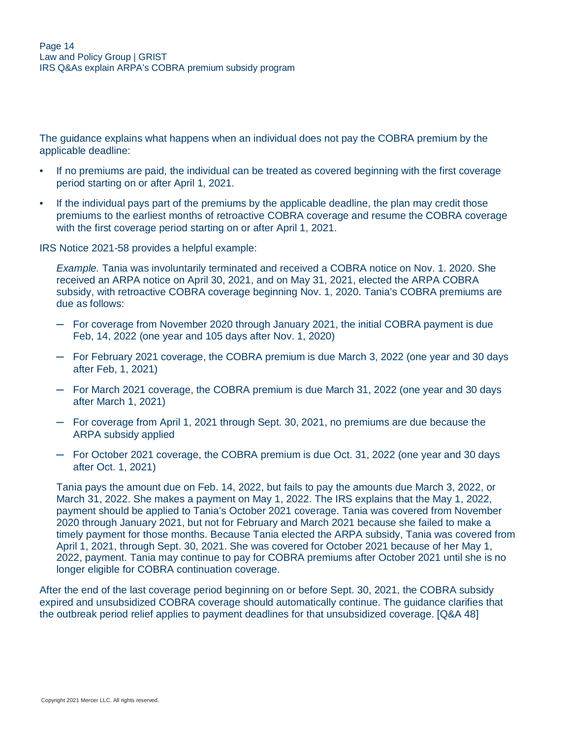The guidance explains what happens when an individual does not pay the COBRA premium by the applicable deadline:

- If no premiums are paid, the individual can be treated as covered beginning with the first coverage period starting on or after April 1, 2021.
- If the individual pays part of the premiums by the applicable deadline, the plan may credit those premiums to the earliest months of retroactive COBRA coverage and resume the COBRA coverage with the first coverage period starting on or after April 1, 2021.

IRS Notice 2021-58 provides a helpful example:

> *Example.* Tania was involuntarily terminated and received a COBRA notice on Nov. 1. 2020. She received an ARPA notice on April 30, 2021, and on May 31, 2021, elected the ARPA COBRA subsidy, with retroactive COBRA coverage beginning Nov. 1, 2020. Tania's COBRA premiums are due as follows:
>
> - For coverage from November 2020 through January 2021, the initial COBRA payment is due Feb, 14, 2022 (one year and 105 days after Nov. 1, 2020)
> - For February 2021 coverage, the COBRA premium is due March 3, 2022 (one year and 30 days after Feb, 1, 2021)
> - For March 2021 coverage, the COBRA premium is due March 31, 2022 (one year and 30 days after March 1, 2021)
> - For coverage from April 1, 2021 through Sept. 30, 2021, no premiums are due because the ARPA subsidy applied
> - For October 2021 coverage, the COBRA premium is due Oct. 31, 2022 (one year and 30 days after Oct. 1, 2021)
>
> Tania pays the amount due on Feb. 14, 2022, but fails to pay the amounts due March 3, 2022, or March 31, 2022. She makes a payment on May 1, 2022. The IRS explains that the May 1, 2022, payment should be applied to Tania's October 2021 coverage. Tania was covered from November 2020 through January 2021, but not for February and March 2021 because she failed to make a timely payment for those months. Because Tania elected the ARPA subsidy, Tania was covered from April 1, 2021, through Sept. 30, 2021. She was covered for October 2021 because of her May 1, 2022, payment. Tania may continue to pay for COBRA premiums after October 2021 until she is no longer eligible for COBRA continuation coverage.

After the end of the last coverage period beginning on or before Sept. 30, 2021, the COBRA subsidy expired and unsubsidized COBRA coverage should automatically continue. The guidance clarifies that the outbreak period relief applies to payment deadlines for that unsubsidized coverage. [Q&A 48]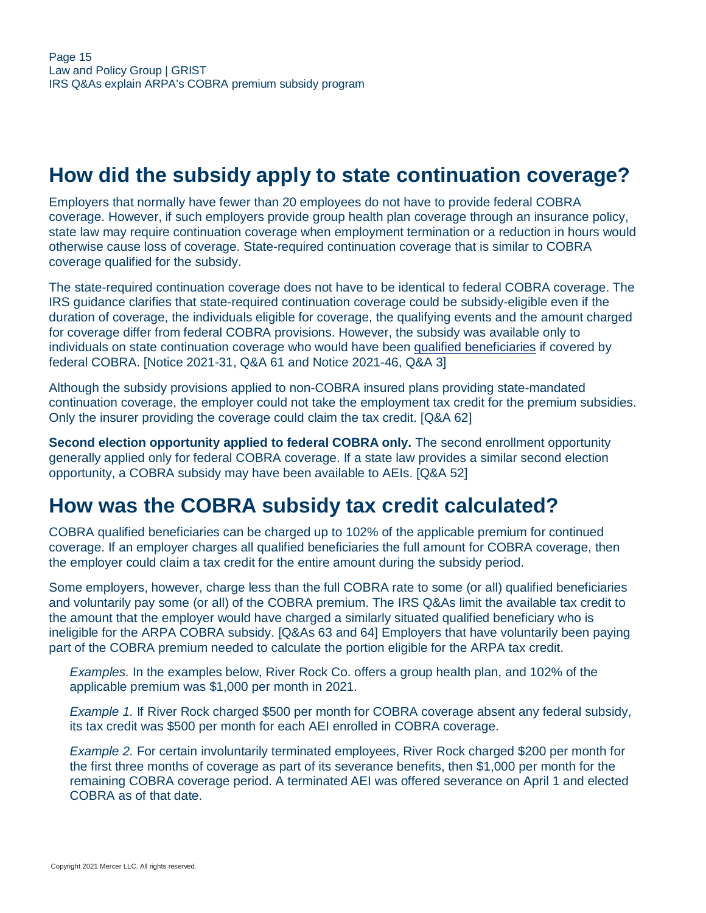## How did the subsidy apply to state continuation coverage?

Employers that normally have fewer than 20 employees do not have to provide federal COBRA coverage. However, if such employers provide group health plan coverage through an insurance policy, state law may require continuation coverage when employment termination or a reduction in hours would otherwise cause loss of coverage. State-required continuation coverage that is similar to COBRA coverage qualified for the subsidy.

The state-required continuation coverage does not have to be identical to federal COBRA coverage. The IRS guidance clarifies that state-required continuation coverage could be subsidy-eligible even if the duration of coverage, the individuals eligible for coverage, the qualifying events and the amount charged for coverage differ from federal COBRA provisions. However, the subsidy was available only to individuals on state continuation coverage who would have been qualified beneficiaries if covered by federal COBRA. [Notice 2021-31, Q&A 61 and Notice 2021-46, Q&A 3]

Although the subsidy provisions applied to non-COBRA insured plans providing state-mandated continuation coverage, the employer could not take the employment tax credit for the premium subsidies. Only the insurer providing the coverage could claim the tax credit. [Q&A 62]

**Second election opportunity applied to federal COBRA only.** The second enrollment opportunity generally applied only for federal COBRA coverage. If a state law provides a similar second election opportunity, a COBRA subsidy may have been available to AEIs. [Q&A 52]

## How was the COBRA subsidy tax credit calculated?

COBRA qualified beneficiaries can be charged up to 102% of the applicable premium for continued coverage. If an employer charges all qualified beneficiaries the full amount for COBRA coverage, then the employer could claim a tax credit for the entire amount during the subsidy period.

Some employers, however, charge less than the full COBRA rate to some (or all) qualified beneficiaries and voluntarily pay some (or all) of the COBRA premium. The IRS Q&As limit the available tax credit to the amount that the employer would have charged a similarly situated qualified beneficiary who is ineligible for the ARPA COBRA subsidy. [Q&As 63 and 64] Employers that have voluntarily been paying part of the COBRA premium needed to calculate the portion eligible for the ARPA tax credit.

*Examples.* In the examples below, River Rock Co. offers a group health plan, and 102% of the applicable premium was $1,000 per month in 2021.

*Example 1.* If River Rock charged $500 per month for COBRA coverage absent any federal subsidy, its tax credit was $500 per month for each AEI enrolled in COBRA coverage.

*Example 2.* For certain involuntarily terminated employees, River Rock charged $200 per month for the first three months of coverage as part of its severance benefits, then $1,000 per month for the remaining COBRA coverage period. A terminated AEI was offered severance on April 1 and elected COBRA as of that date.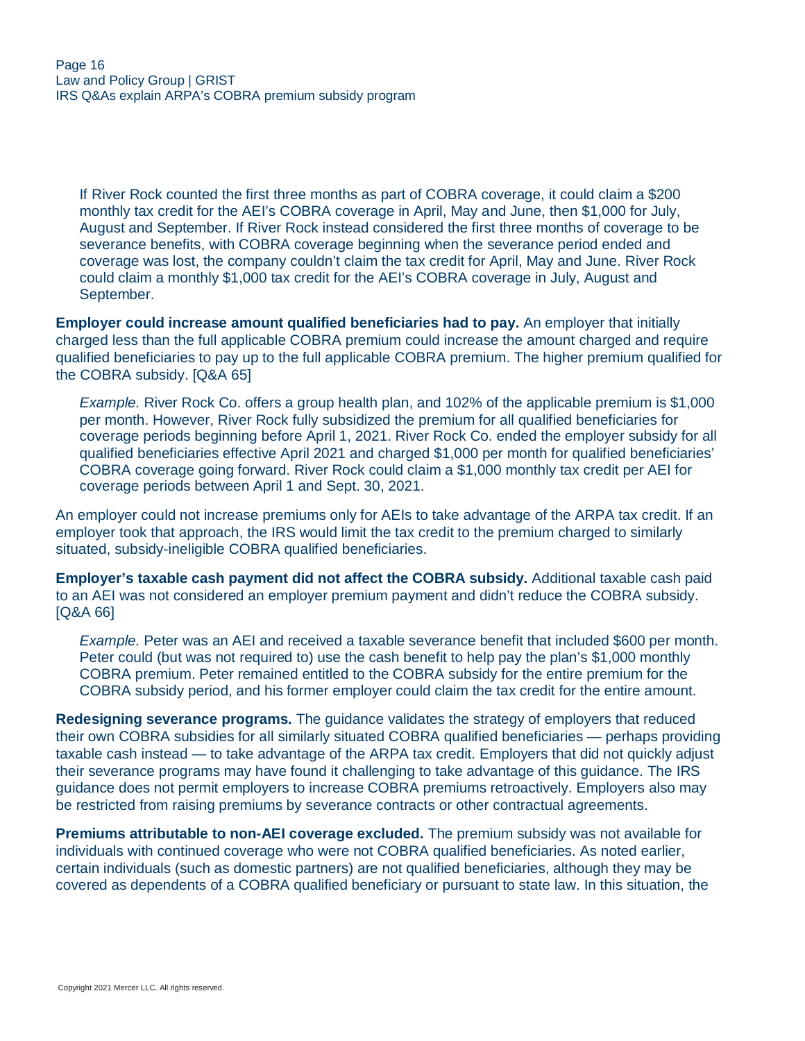If River Rock counted the first three months as part of COBRA coverage, it could claim a $200 monthly tax credit for the AEI's COBRA coverage in April, May and June, then $1,000 for July, August and September. If River Rock instead considered the first three months of coverage to be severance benefits, with COBRA coverage beginning when the severance period ended and coverage was lost, the company couldn't claim the tax credit for April, May and June. River Rock could claim a monthly $1,000 tax credit for the AEI's COBRA coverage in July, August and September.

**Employer could increase amount qualified beneficiaries had to pay.** An employer that initially charged less than the full applicable COBRA premium could increase the amount charged and require qualified beneficiaries to pay up to the full applicable COBRA premium. The higher premium qualified for the COBRA subsidy. [Q&A 65]

*Example.* River Rock Co. offers a group health plan, and 102% of the applicable premium is $1,000 per month. However, River Rock fully subsidized the premium for all qualified beneficiaries for coverage periods beginning before April 1, 2021. River Rock Co. ended the employer subsidy for all qualified beneficiaries effective April 2021 and charged $1,000 per month for qualified beneficiaries' COBRA coverage going forward. River Rock could claim a $1,000 monthly tax credit per AEI for coverage periods between April 1 and Sept. 30, 2021.

An employer could not increase premiums only for AEIs to take advantage of the ARPA tax credit. If an employer took that approach, the IRS would limit the tax credit to the premium charged to similarly situated, subsidy-ineligible COBRA qualified beneficiaries.

**Employer's taxable cash payment did not affect the COBRA subsidy.** Additional taxable cash paid to an AEI was not considered an employer premium payment and didn't reduce the COBRA subsidy. [Q&A 66]

*Example.* Peter was an AEI and received a taxable severance benefit that included $600 per month. Peter could (but was not required to) use the cash benefit to help pay the plan's $1,000 monthly COBRA premium. Peter remained entitled to the COBRA subsidy for the entire premium for the COBRA subsidy period, and his former employer could claim the tax credit for the entire amount.

**Redesigning severance programs.** The guidance validates the strategy of employers that reduced their own COBRA subsidies for all similarly situated COBRA qualified beneficiaries — perhaps providing taxable cash instead — to take advantage of the ARPA tax credit. Employers that did not quickly adjust their severance programs may have found it challenging to take advantage of this guidance. The IRS guidance does not permit employers to increase COBRA premiums retroactively. Employers also may be restricted from raising premiums by severance contracts or other contractual agreements.

**Premiums attributable to non-AEI coverage excluded.** The premium subsidy was not available for individuals with continued coverage who were not COBRA qualified beneficiaries. As noted earlier, certain individuals (such as domestic partners) are not qualified beneficiaries, although they may be covered as dependents of a COBRA qualified beneficiary or pursuant to state law. In this situation, the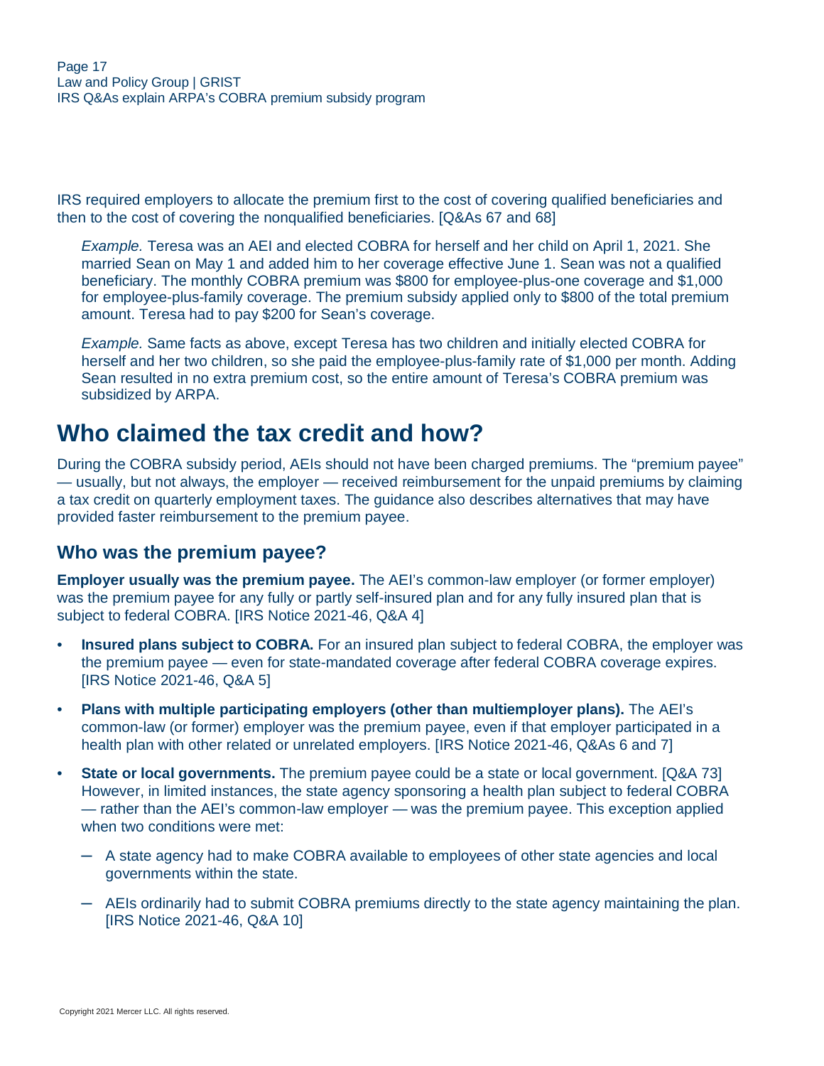IRS required employers to allocate the premium first to the cost of covering qualified beneficiaries and then to the cost of covering the nonqualified beneficiaries. [Q&As 67 and 68]

> *Example.* Teresa was an AEI and elected COBRA for herself and her child on April 1, 2021. She married Sean on May 1 and added him to her coverage effective June 1. Sean was not a qualified beneficiary. The monthly COBRA premium was $800 for employee-plus-one coverage and $1,000 for employee-plus-family coverage. The premium subsidy applied only to $800 of the total premium amount. Teresa had to pay $200 for Sean's coverage.

> *Example.* Same facts as above, except Teresa has two children and initially elected COBRA for herself and her two children, so she paid the employee-plus-family rate of $1,000 per month. Adding Sean resulted in no extra premium cost, so the entire amount of Teresa's COBRA premium was subsidized by ARPA.

# Who claimed the tax credit and how?

During the COBRA subsidy period, AEIs should not have been charged premiums. The "premium payee" — usually, but not always, the employer — received reimbursement for the unpaid premiums by claiming a tax credit on quarterly employment taxes. The guidance also describes alternatives that may have provided faster reimbursement to the premium payee.

## Who was the premium payee?

**Employer usually was the premium payee.** The AEI's common-law employer (or former employer) was the premium payee for any fully or partly self-insured plan and for any fully insured plan that is subject to federal COBRA. [IRS Notice 2021-46, Q&A 4]

- **Insured plans subject to COBRA.** For an insured plan subject to federal COBRA, the employer was the premium payee — even for state-mandated coverage after federal COBRA coverage expires. [IRS Notice 2021-46, Q&A 5]
- **Plans with multiple participating employers (other than multiemployer plans).** The AEI's common-law (or former) employer was the premium payee, even if that employer participated in a health plan with other related or unrelated employers. [IRS Notice 2021-46, Q&As 6 and 7]
- **State or local governments.** The premium payee could be a state or local government. [Q&A 73] However, in limited instances, the state agency sponsoring a health plan subject to federal COBRA — rather than the AEI's common-law employer — was the premium payee. This exception applied when two conditions were met:
  - A state agency had to make COBRA available to employees of other state agencies and local governments within the state.
  - AEIs ordinarily had to submit COBRA premiums directly to the state agency maintaining the plan. [IRS Notice 2021-46, Q&A 10]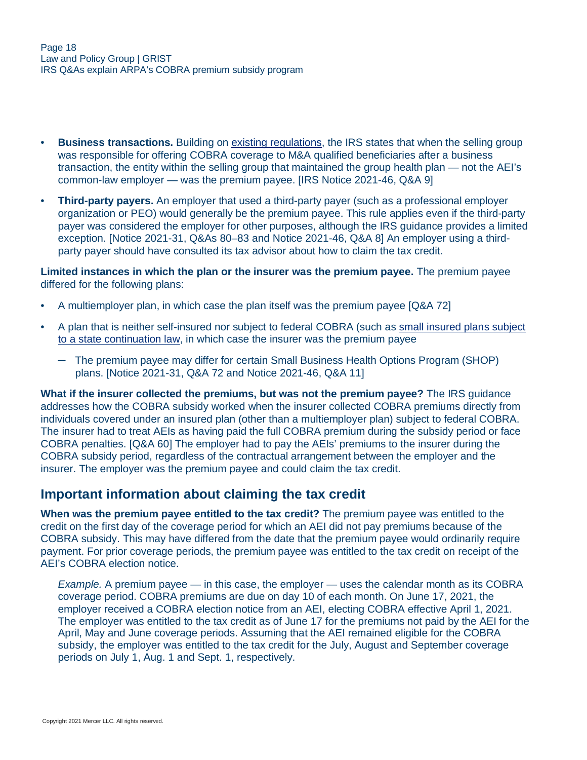- **Business transactions.** Building on existing regulations, the IRS states that when the selling group was responsible for offering COBRA coverage to M&A qualified beneficiaries after a business transaction, the entity within the selling group that maintained the group health plan — not the AEI's common-law employer — was the premium payee. [IRS Notice 2021-46, Q&A 9]
- **Third-party payers.** An employer that used a third-party payer (such as a professional employer organization or PEO) would generally be the premium payee. This rule applies even if the third-party payer was considered the employer for other purposes, although the IRS guidance provides a limited exception. [Notice 2021-31, Q&As 80–83 and Notice 2021-46, Q&A 8] An employer using a third-party payer should have consulted its tax advisor about how to claim the tax credit.

**Limited instances in which the plan or the insurer was the premium payee.** The premium payee differed for the following plans:

- A multiemployer plan, in which case the plan itself was the premium payee [Q&A 72]
- A plan that is neither self-insured nor subject to federal COBRA (such as small insured plans subject to a state continuation law, in which case the insurer was the premium payee
  - The premium payee may differ for certain Small Business Health Options Program (SHOP) plans. [Notice 2021-31, Q&A 72 and Notice 2021-46, Q&A 11]

**What if the insurer collected the premiums, but was not the premium payee?** The IRS guidance addresses how the COBRA subsidy worked when the insurer collected COBRA premiums directly from individuals covered under an insured plan (other than a multiemployer plan) subject to federal COBRA. The insurer had to treat AEIs as having paid the full COBRA premium during the subsidy period or face COBRA penalties. [Q&A 60] The employer had to pay the AEIs' premiums to the insurer during the COBRA subsidy period, regardless of the contractual arrangement between the employer and the insurer. The employer was the premium payee and could claim the tax credit.

## Important information about claiming the tax credit

**When was the premium payee entitled to the tax credit?** The premium payee was entitled to the credit on the first day of the coverage period for which an AEI did not pay premiums because of the COBRA subsidy. This may have differed from the date that the premium payee would ordinarily require payment. For prior coverage periods, the premium payee was entitled to the tax credit on receipt of the AEI's COBRA election notice.

> *Example.* A premium payee — in this case, the employer — uses the calendar month as its COBRA coverage period. COBRA premiums are due on day 10 of each month. On June 17, 2021, the employer received a COBRA election notice from an AEI, electing COBRA effective April 1, 2021. The employer was entitled to the tax credit as of June 17 for the premiums not paid by the AEI for the April, May and June coverage periods. Assuming that the AEI remained eligible for the COBRA subsidy, the employer was entitled to the tax credit for the July, August and September coverage periods on July 1, Aug. 1 and Sept. 1, respectively.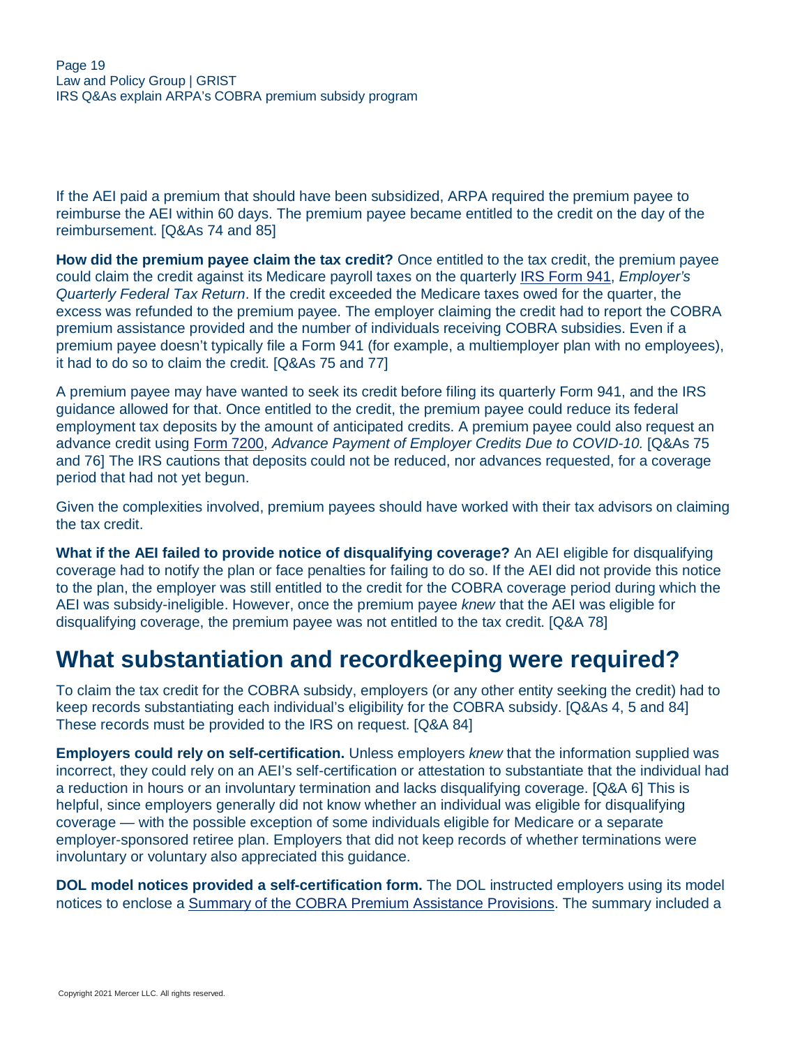If the AEI paid a premium that should have been subsidized, ARPA required the premium payee to reimburse the AEI within 60 days. The premium payee became entitled to the credit on the day of the reimbursement. [Q&As 74 and 85]

**How did the premium payee claim the tax credit?** Once entitled to the tax credit, the premium payee could claim the credit against its Medicare payroll taxes on the quarterly IRS Form 941, *Employer's Quarterly Federal Tax Return*. If the credit exceeded the Medicare taxes owed for the quarter, the excess was refunded to the premium payee. The employer claiming the credit had to report the COBRA premium assistance provided and the number of individuals receiving COBRA subsidies. Even if a premium payee doesn't typically file a Form 941 (for example, a multiemployer plan with no employees), it had to do so to claim the credit. [Q&As 75 and 77]

A premium payee may have wanted to seek its credit before filing its quarterly Form 941, and the IRS guidance allowed for that. Once entitled to the credit, the premium payee could reduce its federal employment tax deposits by the amount of anticipated credits. A premium payee could also request an advance credit using Form 7200, *Advance Payment of Employer Credits Due to COVID-10.* [Q&As 75 and 76] The IRS cautions that deposits could not be reduced, nor advances requested, for a coverage period that had not yet begun.

Given the complexities involved, premium payees should have worked with their tax advisors on claiming the tax credit.

**What if the AEI failed to provide notice of disqualifying coverage?** An AEI eligible for disqualifying coverage had to notify the plan or face penalties for failing to do so. If the AEI did not provide this notice to the plan, the employer was still entitled to the credit for the COBRA coverage period during which the AEI was subsidy-ineligible. However, once the premium payee *knew* that the AEI was eligible for disqualifying coverage, the premium payee was not entitled to the tax credit. [Q&A 78]

## What substantiation and recordkeeping were required?

To claim the tax credit for the COBRA subsidy, employers (or any other entity seeking the credit) had to keep records substantiating each individual's eligibility for the COBRA subsidy. [Q&As 4, 5 and 84] These records must be provided to the IRS on request. [Q&A 84]

**Employers could rely on self-certification.** Unless employers *knew* that the information supplied was incorrect, they could rely on an AEI's self-certification or attestation to substantiate that the individual had a reduction in hours or an involuntary termination and lacks disqualifying coverage. [Q&A 6] This is helpful, since employers generally did not know whether an individual was eligible for disqualifying coverage — with the possible exception of some individuals eligible for Medicare or a separate employer-sponsored retiree plan. Employers that did not keep records of whether terminations were involuntary or voluntary also appreciated this guidance.

**DOL model notices provided a self-certification form.** The DOL instructed employers using its model notices to enclose a Summary of the COBRA Premium Assistance Provisions. The summary included a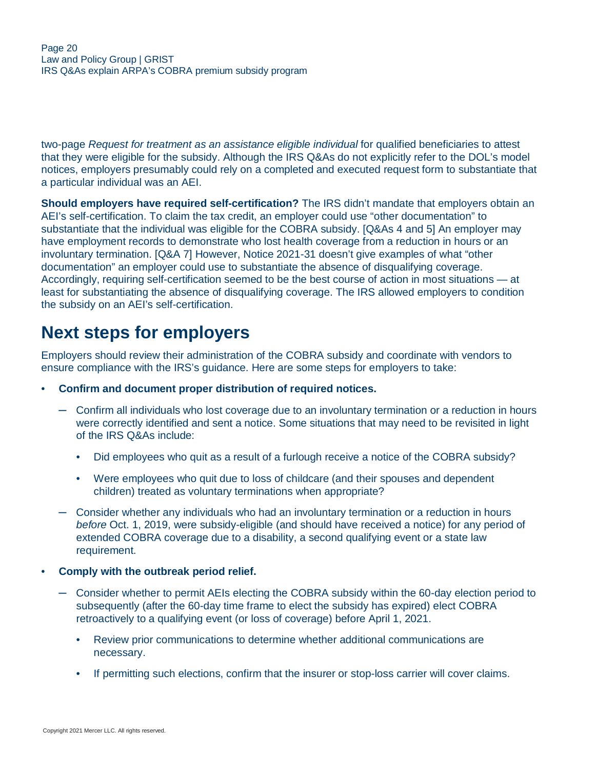two-page *Request for treatment as an assistance eligible individual* for qualified beneficiaries to attest that they were eligible for the subsidy. Although the IRS Q&As do not explicitly refer to the DOL's model notices, employers presumably could rely on a completed and executed request form to substantiate that a particular individual was an AEI.

**Should employers have required self-certification?** The IRS didn't mandate that employers obtain an AEI's self-certification. To claim the tax credit, an employer could use "other documentation" to substantiate that the individual was eligible for the COBRA subsidy. [Q&As 4 and 5] An employer may have employment records to demonstrate who lost health coverage from a reduction in hours or an involuntary termination. [Q&A 7] However, Notice 2021-31 doesn't give examples of what "other documentation" an employer could use to substantiate the absence of disqualifying coverage. Accordingly, requiring self-certification seemed to be the best course of action in most situations — at least for substantiating the absence of disqualifying coverage. The IRS allowed employers to condition the subsidy on an AEI's self-certification.

## Next steps for employers

Employers should review their administration of the COBRA subsidy and coordinate with vendors to ensure compliance with the IRS's guidance. Here are some steps for employers to take:

- **Confirm and document proper distribution of required notices.**
  - Confirm all individuals who lost coverage due to an involuntary termination or a reduction in hours were correctly identified and sent a notice. Some situations that may need to be revisited in light of the IRS Q&As include:
    - Did employees who quit as a result of a furlough receive a notice of the COBRA subsidy?
    - Were employees who quit due to loss of childcare (and their spouses and dependent children) treated as voluntary terminations when appropriate?
  - Consider whether any individuals who had an involuntary termination or a reduction in hours *before* Oct. 1, 2019, were subsidy-eligible (and should have received a notice) for any period of extended COBRA coverage due to a disability, a second qualifying event or a state law requirement.
- **Comply with the outbreak period relief.**
  - Consider whether to permit AEIs electing the COBRA subsidy within the 60-day election period to subsequently (after the 60-day time frame to elect the subsidy has expired) elect COBRA retroactively to a qualifying event (or loss of coverage) before April 1, 2021.
    - Review prior communications to determine whether additional communications are necessary.
    - If permitting such elections, confirm that the insurer or stop-loss carrier will cover claims.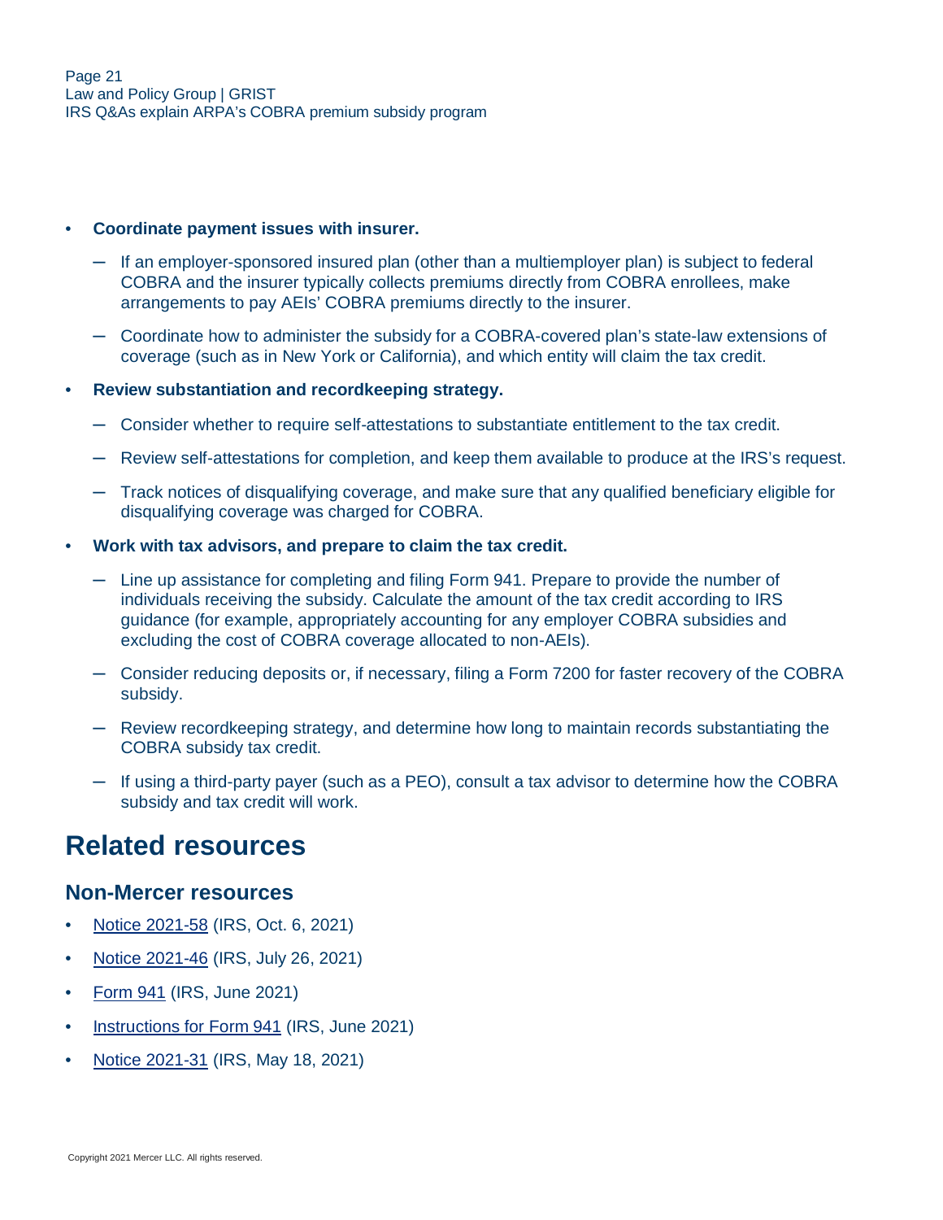- **Coordinate payment issues with insurer.**
  - If an employer-sponsored insured plan (other than a multiemployer plan) is subject to federal COBRA and the insurer typically collects premiums directly from COBRA enrollees, make arrangements to pay AEIs' COBRA premiums directly to the insurer.
  - Coordinate how to administer the subsidy for a COBRA-covered plan's state-law extensions of coverage (such as in New York or California), and which entity will claim the tax credit.
- **Review substantiation and recordkeeping strategy.**
  - Consider whether to require self-attestations to substantiate entitlement to the tax credit.
  - Review self-attestations for completion, and keep them available to produce at the IRS's request.
  - Track notices of disqualifying coverage, and make sure that any qualified beneficiary eligible for disqualifying coverage was charged for COBRA.
- **Work with tax advisors, and prepare to claim the tax credit.**
  - Line up assistance for completing and filing Form 941. Prepare to provide the number of individuals receiving the subsidy. Calculate the amount of the tax credit according to IRS guidance (for example, appropriately accounting for any employer COBRA subsidies and excluding the cost of COBRA coverage allocated to non-AEIs).
  - Consider reducing deposits or, if necessary, filing a Form 7200 for faster recovery of the COBRA subsidy.
  - Review recordkeeping strategy, and determine how long to maintain records substantiating the COBRA subsidy tax credit.
  - If using a third-party payer (such as a PEO), consult a tax advisor to determine how the COBRA subsidy and tax credit will work.

# Related resources

## Non-Mercer resources

- Notice 2021-58 (IRS, Oct. 6, 2021)
- Notice 2021-46 (IRS, July 26, 2021)
- Form 941 (IRS, June 2021)
- Instructions for Form 941 (IRS, June 2021)
- Notice 2021-31 (IRS, May 18, 2021)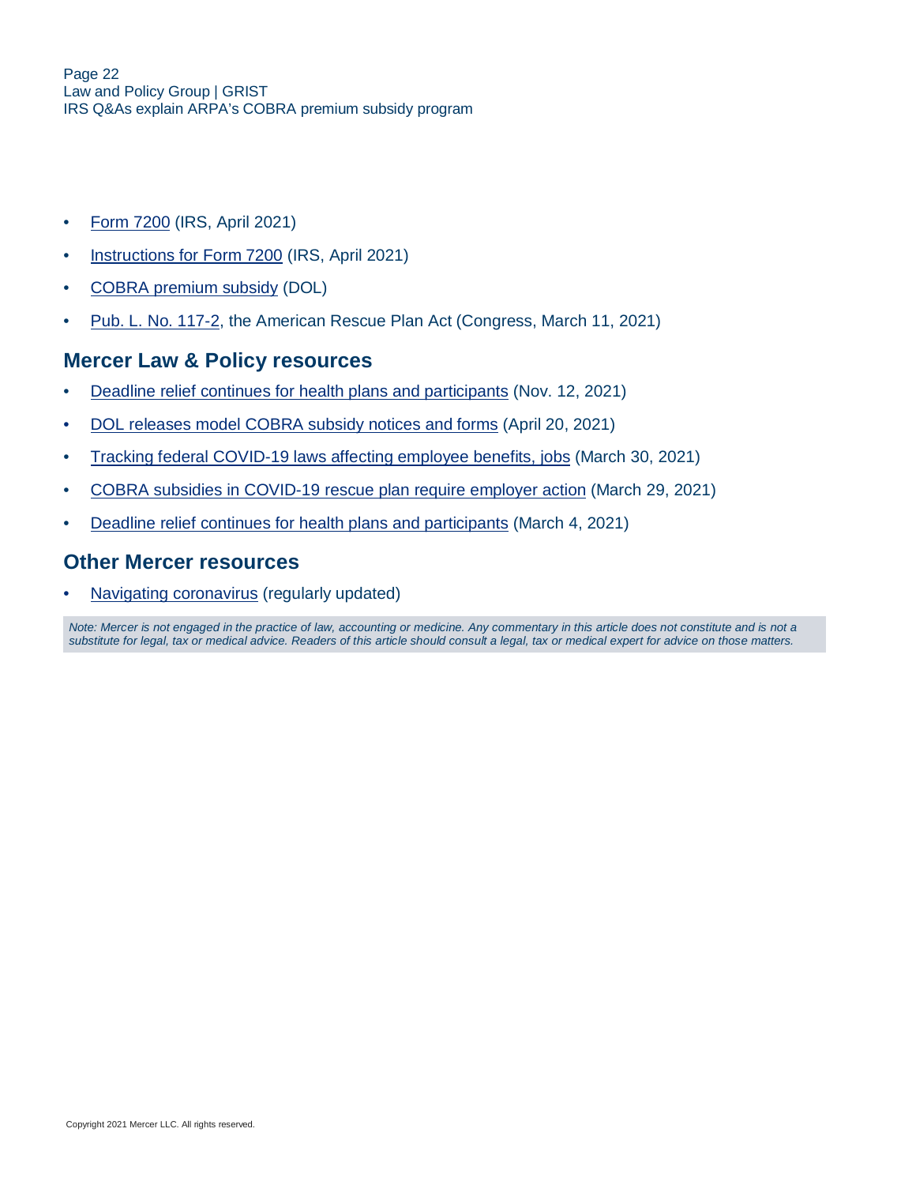- Form 7200 (IRS, April 2021)
- Instructions for Form 7200 (IRS, April 2021)
- COBRA premium subsidy (DOL)
- Pub. L. No. 117-2, the American Rescue Plan Act (Congress, March 11, 2021)

## Mercer Law & Policy resources

- Deadline relief continues for health plans and participants (Nov. 12, 2021)
- DOL releases model COBRA subsidy notices and forms (April 20, 2021)
- Tracking federal COVID-19 laws affecting employee benefits, jobs (March 30, 2021)
- COBRA subsidies in COVID-19 rescue plan require employer action (March 29, 2021)
- Deadline relief continues for health plans and participants (March 4, 2021)

## Other Mercer resources

- Navigating coronavirus (regularly updated)

*Note: Mercer is not engaged in the practice of law, accounting or medicine. Any commentary in this article does not constitute and is not a substitute for legal, tax or medical advice. Readers of this article should consult a legal, tax or medical expert for advice on those matters.*

Copyright 2021 Mercer LLC. All rights reserved.